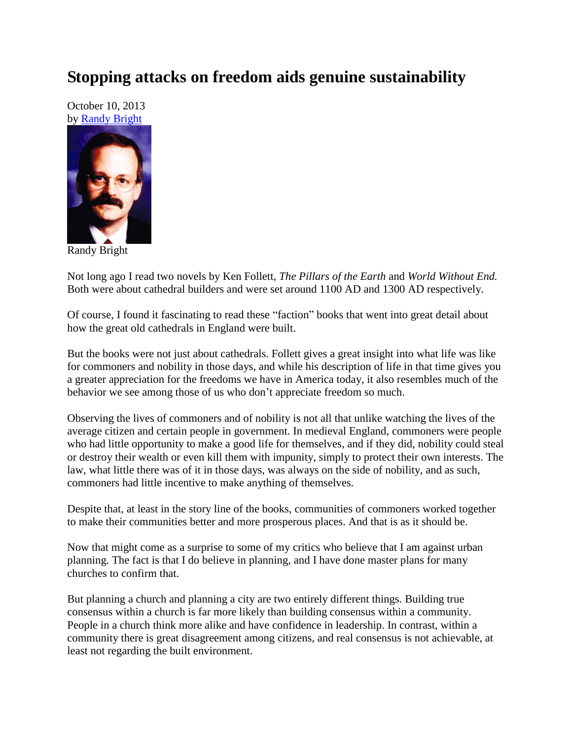# Stopping attacks on freedom aids genuine sustainability

October 10, 2013
by Randy Bright

Randy Bright

Not long ago I read two novels by Ken Follett, *The Pillars of the Earth* and *World Without End.* Both were about cathedral builders and were set around 1100 AD and 1300 AD respectively.

Of course, I found it fascinating to read these "faction" books that went into great detail about how the great old cathedrals in England were built.

But the books were not just about cathedrals. Follett gives a great insight into what life was like for commoners and nobility in those days, and while his description of life in that time gives you a greater appreciation for the freedoms we have in America today, it also resembles much of the behavior we see among those of us who don't appreciate freedom so much.

Observing the lives of commoners and of nobility is not all that unlike watching the lives of the average citizen and certain people in government. In medieval England, commoners were people who had little opportunity to make a good life for themselves, and if they did, nobility could steal or destroy their wealth or even kill them with impunity, simply to protect their own interests. The law, what little there was of it in those days, was always on the side of nobility, and as such, commoners had little incentive to make anything of themselves.

Despite that, at least in the story line of the books, communities of commoners worked together to make their communities better and more prosperous places. And that is as it should be.

Now that might come as a surprise to some of my critics who believe that I am against urban planning. The fact is that I do believe in planning, and I have done master plans for many churches to confirm that.

But planning a church and planning a city are two entirely different things. Building true consensus within a church is far more likely than building consensus within a community. People in a church think more alike and have confidence in leadership. In contrast, within a community there is great disagreement among citizens, and real consensus is not achievable, at least not regarding the built environment.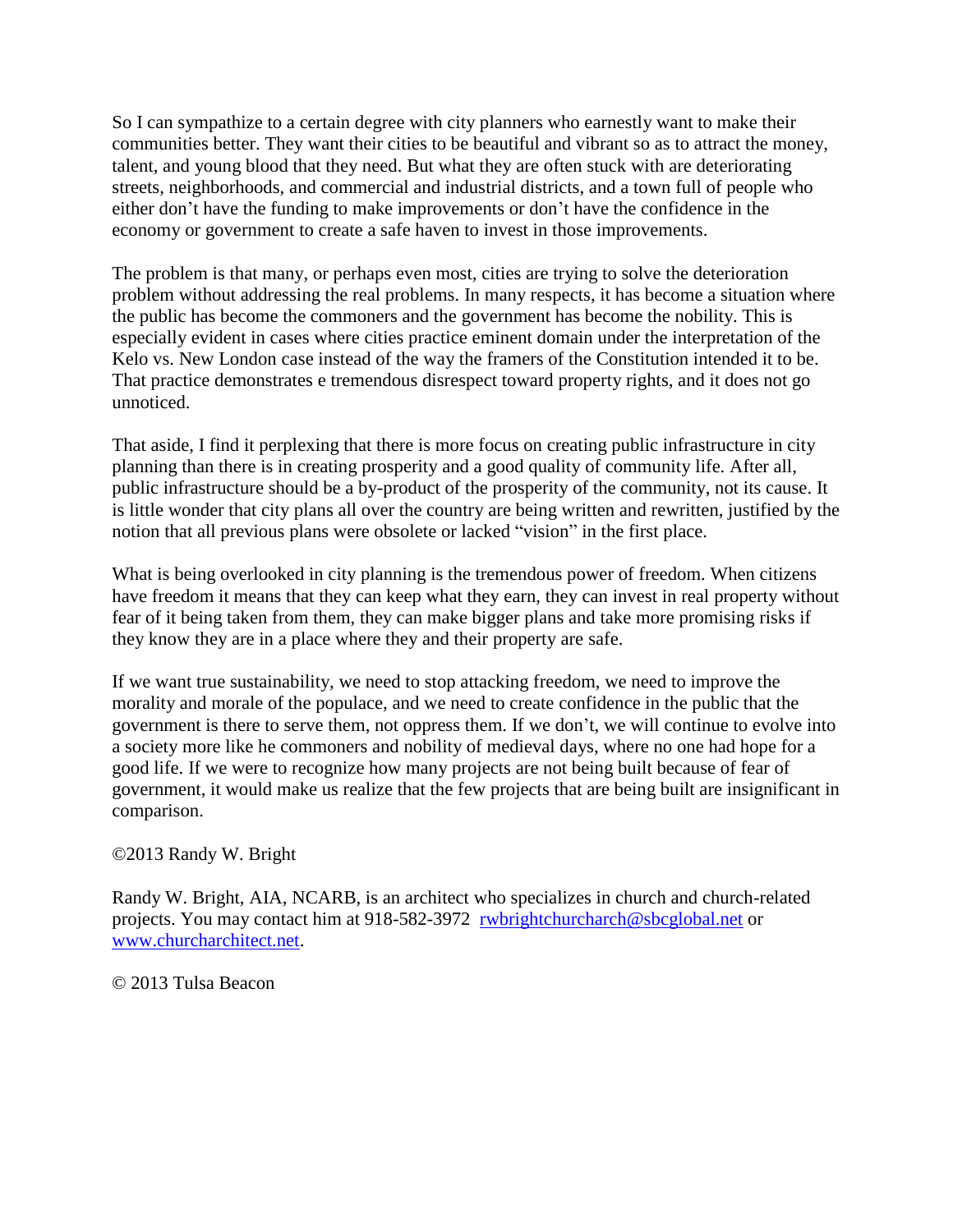So I can sympathize to a certain degree with city planners who earnestly want to make their communities better. They want their cities to be beautiful and vibrant so as to attract the money, talent, and young blood that they need. But what they are often stuck with are deteriorating streets, neighborhoods, and commercial and industrial districts, and a town full of people who either don't have the funding to make improvements or don't have the confidence in the economy or government to create a safe haven to invest in those improvements.

The problem is that many, or perhaps even most, cities are trying to solve the deterioration problem without addressing the real problems. In many respects, it has become a situation where the public has become the commoners and the government has become the nobility. This is especially evident in cases where cities practice eminent domain under the interpretation of the Kelo vs. New London case instead of the way the framers of the Constitution intended it to be. That practice demonstrates e tremendous disrespect toward property rights, and it does not go unnoticed.

That aside, I find it perplexing that there is more focus on creating public infrastructure in city planning than there is in creating prosperity and a good quality of community life. After all, public infrastructure should be a by-product of the prosperity of the community, not its cause. It is little wonder that city plans all over the country are being written and rewritten, justified by the notion that all previous plans were obsolete or lacked "vision" in the first place.

What is being overlooked in city planning is the tremendous power of freedom. When citizens have freedom it means that they can keep what they earn, they can invest in real property without fear of it being taken from them, they can make bigger plans and take more promising risks if they know they are in a place where they and their property are safe.

If we want true sustainability, we need to stop attacking freedom, we need to improve the morality and morale of the populace, and we need to create confidence in the public that the government is there to serve them, not oppress them. If we don't, we will continue to evolve into a society more like he commoners and nobility of medieval days, where no one had hope for a good life. If we were to recognize how many projects are not being built because of fear of government, it would make us realize that the few projects that are being built are insignificant in comparison.

©2013 Randy W. Bright

Randy W. Bright, AIA, NCARB, is an architect who specializes in church and church-related projects. You may contact him at 918-582-3972 [rwbrightchurcharch@sbcglobal.net](mailto:rwbrightchurcharch@sbcglobal.net) or [www.churcharchitect.net](http://www.churcharchitect.net).

© 2013 Tulsa Beacon